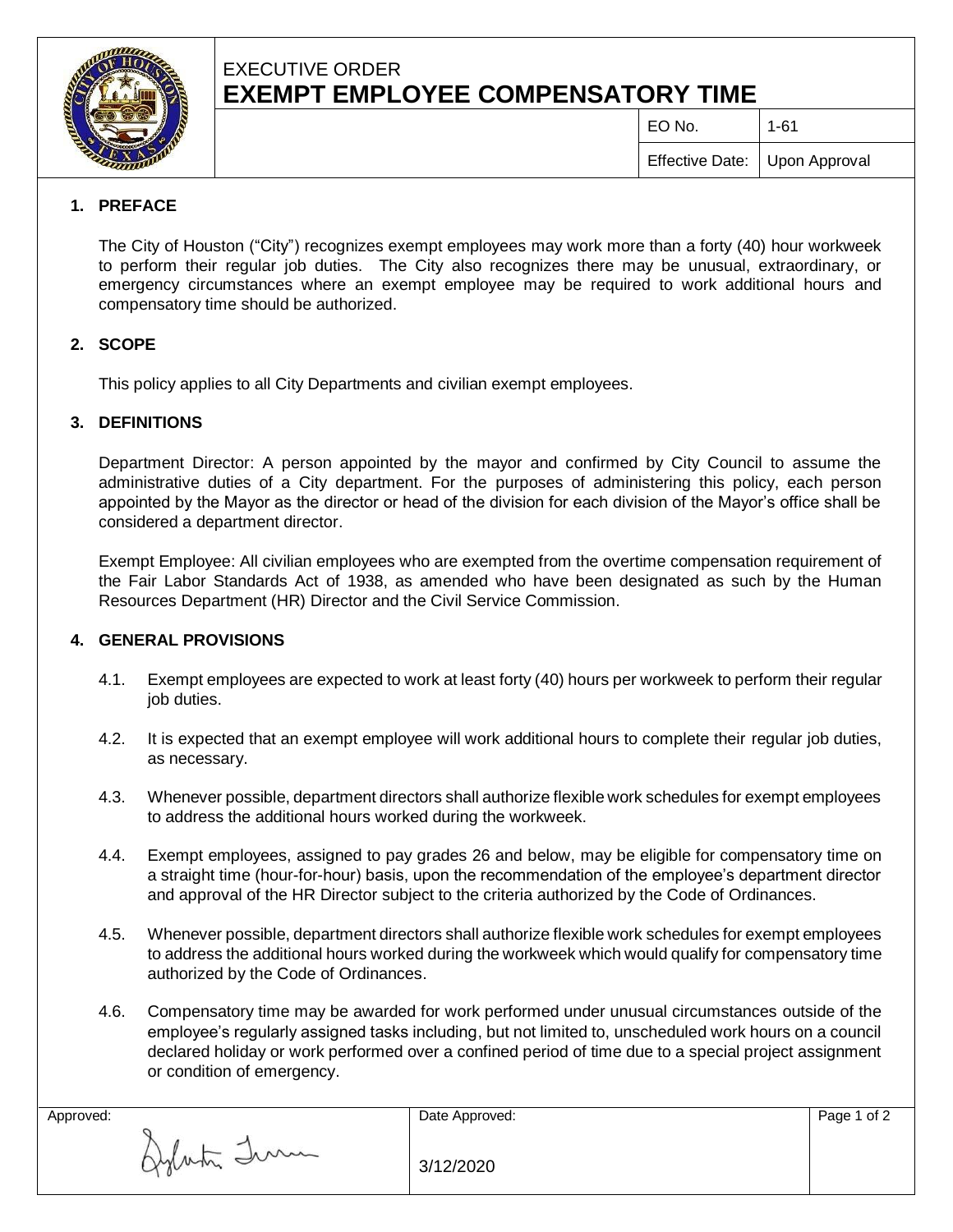EXECUTIVE ORDER

# EXEMPT EMPLOYEE COMPENSATORY TIME

| EO No. | 1-61 |
| --- | --- |
| Effective Date: | Upon Approval |

## 1. PREFACE

The City of Houston ("City") recognizes exempt employees may work more than a forty (40) hour workweek to perform their regular job duties. The City also recognizes there may be unusual, extraordinary, or emergency circumstances where an exempt employee may be required to work additional hours and compensatory time should be authorized.

## 2. SCOPE

This policy applies to all City Departments and civilian exempt employees.

## 3. DEFINITIONS

Department Director: A person appointed by the mayor and confirmed by City Council to assume the administrative duties of a City department. For the purposes of administering this policy, each person appointed by the Mayor as the director or head of the division for each division of the Mayor's office shall be considered a department director.

Exempt Employee: All civilian employees who are exempted from the overtime compensation requirement of the Fair Labor Standards Act of 1938, as amended who have been designated as such by the Human Resources Department (HR) Director and the Civil Service Commission.

## 4. GENERAL PROVISIONS

4.1. Exempt employees are expected to work at least forty (40) hours per workweek to perform their regular job duties.

4.2. It is expected that an exempt employee will work additional hours to complete their regular job duties, as necessary.

4.3. Whenever possible, department directors shall authorize flexible work schedules for exempt employees to address the additional hours worked during the workweek.

4.4. Exempt employees, assigned to pay grades 26 and below, may be eligible for compensatory time on a straight time (hour-for-hour) basis, upon the recommendation of the employee's department director and approval of the HR Director subject to the criteria authorized by the Code of Ordinances.

4.5. Whenever possible, department directors shall authorize flexible work schedules for exempt employees to address the additional hours worked during the workweek which would qualify for compensatory time authorized by the Code of Ordinances.

4.6. Compensatory time may be awarded for work performed under unusual circumstances outside of the employee's regularly assigned tasks including, but not limited to, unscheduled work hours on a council declared holiday or work performed over a confined period of time due to a special project assignment or condition of emergency.

| Approved: | Date Approved: |
| --- | --- |
| Sylvester Turner | 3/12/2020 |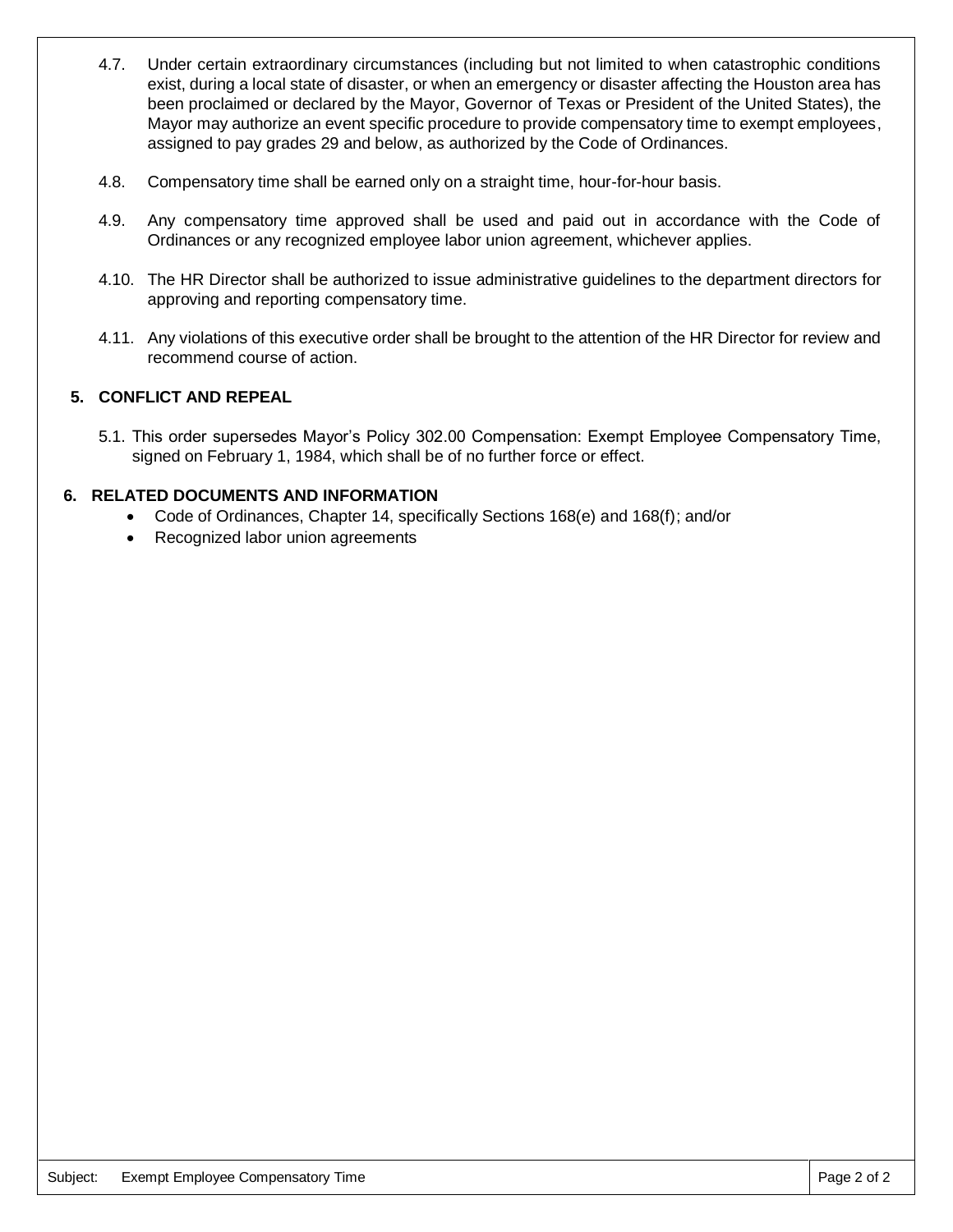4.7. Under certain extraordinary circumstances (including but not limited to when catastrophic conditions exist, during a local state of disaster, or when an emergency or disaster affecting the Houston area has been proclaimed or declared by the Mayor, Governor of Texas or President of the United States), the Mayor may authorize an event specific procedure to provide compensatory time to exempt employees, assigned to pay grades 29 and below, as authorized by the Code of Ordinances.

4.8. Compensatory time shall be earned only on a straight time, hour-for-hour basis.

4.9. Any compensatory time approved shall be used and paid out in accordance with the Code of Ordinances or any recognized employee labor union agreement, whichever applies.

4.10. The HR Director shall be authorized to issue administrative guidelines to the department directors for approving and reporting compensatory time.

4.11. Any violations of this executive order shall be brought to the attention of the HR Director for review and recommend course of action.

## 5. CONFLICT AND REPEAL

5.1. This order supersedes Mayor's Policy 302.00 Compensation: Exempt Employee Compensatory Time, signed on February 1, 1984, which shall be of no further force or effect.

## 6. RELATED DOCUMENTS AND INFORMATION

- Code of Ordinances, Chapter 14, specifically Sections 168(e) and 168(f); and/or
- Recognized labor union agreements